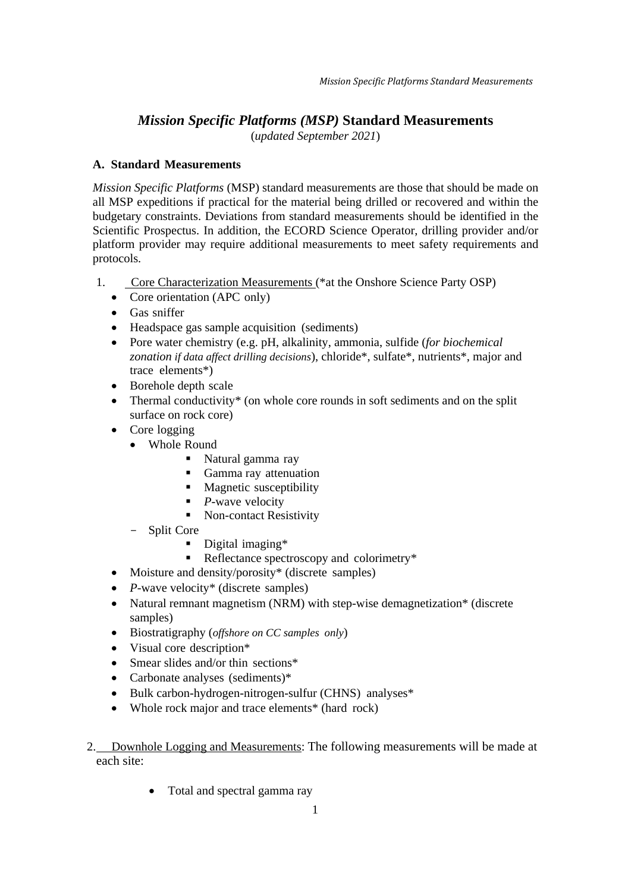# *Mission Specific Platforms (MSP)* Standard Measurements

(*updated September 2021*)

## A. Standard Measurements

*Mission Specific Platforms* (MSP) standard measurements are those that should be made on all MSP expeditions if practical for the material being drilled or recovered and within the budgetary constraints. Deviations from standard measurements should be identified in the Scientific Prospectus. In addition, the ECORD Science Operator, drilling provider and/or platform provider may require additional measurements to meet safety requirements and protocols.

1. Core Characterization Measurements (*at the Onshore Science Party OSP)
   - Core orientation (APC only)
   - Gas sniffer
   - Headspace gas sample acquisition (sediments)
   - Pore water chemistry (e.g. pH, alkalinity, ammonia, sulfide (*for biochemical zonation if data affect drilling decisions*), chloride*, sulfate*, nutrients*, major and trace elements*)
   - Borehole depth scale
   - Thermal conductivity* (on whole core rounds in soft sediments and on the split surface on rock core)
   - Core logging
     - Whole Round
       - Natural gamma ray
       - Gamma ray attenuation
       - Magnetic susceptibility
       - *P*-wave velocity
       - Non-contact Resistivity
     - Split Core
       - Digital imaging*
       - Reflectance spectroscopy and colorimetry*
   - Moisture and density/porosity* (discrete samples)
   - *P*-wave velocity* (discrete samples)
   - Natural remnant magnetism (NRM) with step-wise demagnetization* (discrete samples)
   - Biostratigraphy (*offshore on CC samples only*)
   - Visual core description*
   - Smear slides and/or thin sections*
   - Carbonate analyses (sediments)*
   - Bulk carbon-hydrogen-nitrogen-sulfur (CHNS) analyses*
   - Whole rock major and trace elements* (hard rock)

2. Downhole Logging and Measurements: The following measurements will be made at each site:
   - Total and spectral gamma ray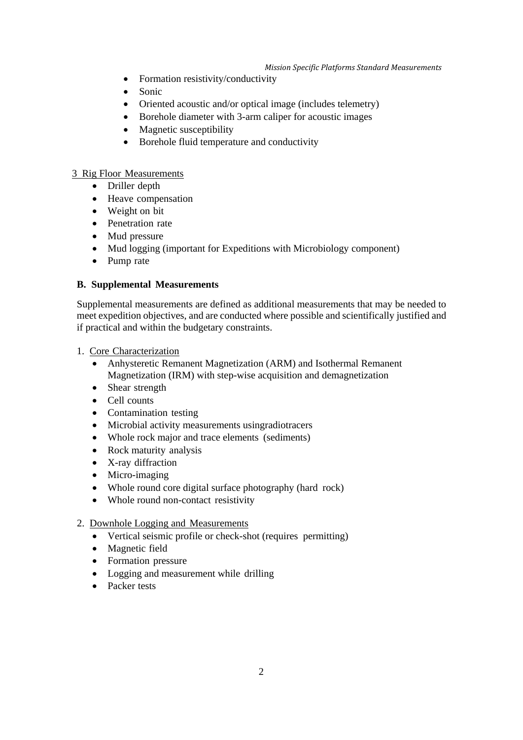- Formation resistivity/conductivity
- Sonic
- Oriented acoustic and/or optical image (includes telemetry)
- Borehole diameter with 3-arm caliper for acoustic images
- Magnetic susceptibility
- Borehole fluid temperature and conductivity

3 Rig Floor Measurements

- Driller depth
- Heave compensation
- Weight on bit
- Penetration rate
- Mud pressure
- Mud logging (important for Expeditions with Microbiology component)
- Pump rate

### B. Supplemental Measurements

Supplemental measurements are defined as additional measurements that may be needed to meet expedition objectives, and are conducted where possible and scientifically justified and if practical and within the budgetary constraints.

1. Core Characterization
   - Anhysteretic Remanent Magnetization (ARM) and Isothermal Remanent Magnetization (IRM) with step-wise acquisition and demagnetization
   - Shear strength
   - Cell counts
   - Contamination testing
   - Microbial activity measurements usingradiotracers
   - Whole rock major and trace elements (sediments)
   - Rock maturity analysis
   - X-ray diffraction
   - Micro-imaging
   - Whole round core digital surface photography (hard rock)
   - Whole round non-contact resistivity

2. Downhole Logging and Measurements
   - Vertical seismic profile or check-shot (requires permitting)
   - Magnetic field
   - Formation pressure
   - Logging and measurement while drilling
   - Packer tests